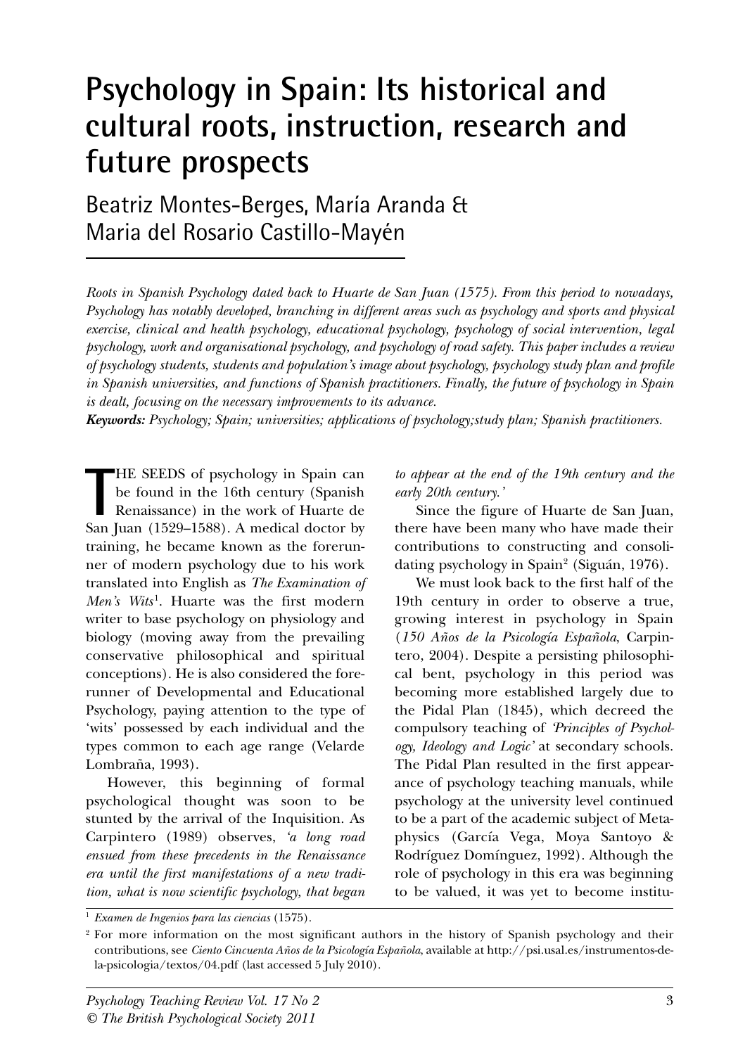# Psychology in Spain: Its historical and cultural roots, instruction, research and future prospects

Beatriz Montes-Berges, María Aranda & Maria del Rosario Castillo-Mayén

*Roots in Spanish Psychology dated back to Huarte de San Juan (1575). From this period to nowadays, Psychology has notably developed, branching in different areas such as psychology and sports and physical exercise, clinical and health psychology, educational psychology, psychology of social intervention, legal psychology, work and organisational psychology, and psychology of road safety. This paper includes a review of psychology students, students and population's image about psychology, psychology study plan and profile in Spanish universities, and functions of Spanish practitioners. Finally, the future of psychology in Spain is dealt, focusing on the necessary improvements to its advance.*

***Keywords:*** *Psychology; Spain; universities; applications of psychology;study plan; Spanish practitioners.*

THE SEEDS of psychology in Spain can be found in the 16th century (Spanish Renaissance) in the work of Huarte de San Juan (1529–1588). A medical doctor by training, he became known as the forerunner of modern psychology due to his work translated into English as *The Examination of Men's Wits*[1]. Huarte was the first modern writer to base psychology on physiology and biology (moving away from the prevailing conservative philosophical and spiritual conceptions). He is also considered the forerunner of Developmental and Educational Psychology, paying attention to the type of 'wits' possessed by each individual and the types common to each age range (Velarde Lombraña, 1993).

However, this beginning of formal psychological thought was soon to be stunted by the arrival of the Inquisition. As Carpintero (1989) observes, *'a long road ensued from these precedents in the Renaissance era until the first manifestations of a new tradition, what is now scientific psychology, that began to appear at the end of the 19th century and the early 20th century.'*

Since the figure of Huarte de San Juan, there have been many who have made their contributions to constructing and consolidating psychology in Spain[2] (Siguán, 1976).

We must look back to the first half of the 19th century in order to observe a true, growing interest in psychology in Spain (*150 Años de la Psicología Española*, Carpintero, 2004). Despite a persisting philosophical bent, psychology in this period was becoming more established largely due to the Pidal Plan (1845), which decreed the compulsory teaching of *'Principles of Psychology, Ideology and Logic'* at secondary schools. The Pidal Plan resulted in the first appearance of psychology teaching manuals, while psychology at the university level continued to be a part of the academic subject of Metaphysics (García Vega, Moya Santoyo & Rodríguez Domínguez, 1992). Although the role of psychology in this era was beginning to be valued, it was yet to become institu-

---

[1] *Examen de Ingenios para las ciencias* (1575).

[2] For more information on the most significant authors in the history of Spanish psychology and their contributions, see *Ciento Cincuenta Años de la Psicología Española*, available at http://psi.usal.es/instrumentos-de-la-psicologia/textos/04.pdf (last accessed 5 July 2010).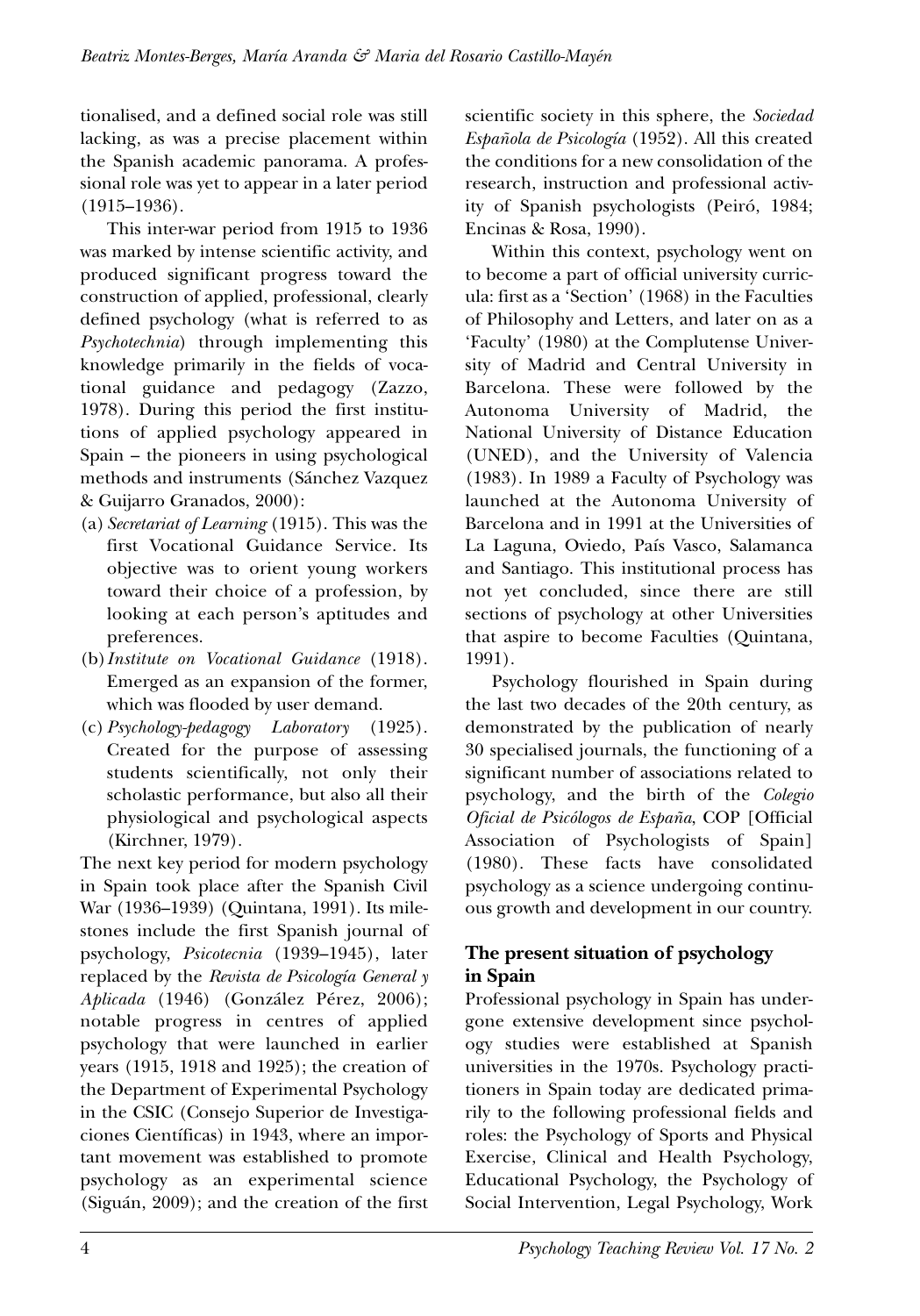tionalised, and a defined social role was still lacking, as was a precise placement within the Spanish academic panorama. A professional role was yet to appear in a later period (1915–1936).

This inter-war period from 1915 to 1936 was marked by intense scientific activity, and produced significant progress toward the construction of applied, professional, clearly defined psychology (what is referred to as *Psychotechnia*) through implementing this knowledge primarily in the fields of vocational guidance and pedagogy (Zazzo, 1978). During this period the first institutions of applied psychology appeared in Spain – the pioneers in using psychological methods and instruments (Sánchez Vazquez & Guijarro Granados, 2000):

(a) *Secretariat of Learning* (1915). This was the first Vocational Guidance Service. Its objective was to orient young workers toward their choice of a profession, by looking at each person's aptitudes and preferences.

(b) *Institute on Vocational Guidance* (1918). Emerged as an expansion of the former, which was flooded by user demand.

(c) *Psychology-pedagogy Laboratory* (1925). Created for the purpose of assessing students scientifically, not only their scholastic performance, but also all their physiological and psychological aspects (Kirchner, 1979).

The next key period for modern psychology in Spain took place after the Spanish Civil War (1936–1939) (Quintana, 1991). Its milestones include the first Spanish journal of psychology, *Psicotecnia* (1939–1945), later replaced by the *Revista de Psicología General y Aplicada* (1946) (González Pérez, 2006); notable progress in centres of applied psychology that were launched in earlier years (1915, 1918 and 1925); the creation of the Department of Experimental Psychology in the CSIC (Consejo Superior de Investigaciones Científicas) in 1943, where an important movement was established to promote psychology as an experimental science (Siguán, 2009); and the creation of the first scientific society in this sphere, the *Sociedad Española de Psicología* (1952). All this created the conditions for a new consolidation of the research, instruction and professional activity of Spanish psychologists (Peiró, 1984; Encinas & Rosa, 1990).

Within this context, psychology went on to become a part of official university curricula: first as a 'Section' (1968) in the Faculties of Philosophy and Letters, and later on as a 'Faculty' (1980) at the Complutense University of Madrid and Central University in Barcelona. These were followed by the Autonoma University of Madrid, the National University of Distance Education (UNED), and the University of Valencia (1983). In 1989 a Faculty of Psychology was launched at the Autonoma University of Barcelona and in 1991 at the Universities of La Laguna, Oviedo, País Vasco, Salamanca and Santiago. This institutional process has not yet concluded, since there are still sections of psychology at other Universities that aspire to become Faculties (Quintana, 1991).

Psychology flourished in Spain during the last two decades of the 20th century, as demonstrated by the publication of nearly 30 specialised journals, the functioning of a significant number of associations related to psychology, and the birth of the *Colegio Oficial de Psicólogos de España*, COP [Official Association of Psychologists of Spain] (1980). These facts have consolidated psychology as a science undergoing continuous growth and development in our country.

## The present situation of psychology in Spain

Professional psychology in Spain has undergone extensive development since psychology studies were established at Spanish universities in the 1970s. Psychology practitioners in Spain today are dedicated primarily to the following professional fields and roles: the Psychology of Sports and Physical Exercise, Clinical and Health Psychology, Educational Psychology, the Psychology of Social Intervention, Legal Psychology, Work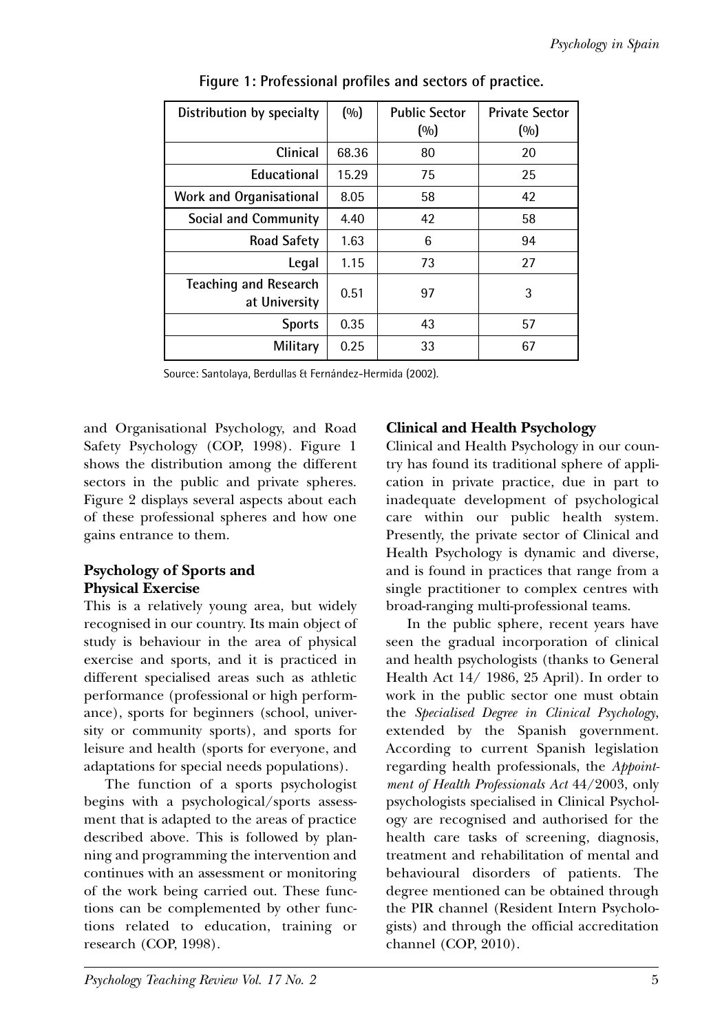**Figure 1: Professional profiles and sectors of practice.**

| Distribution by specialty | (%) | Public Sector (%) | Private Sector (%) |
|---|---|---|---|
| Clinical | 68.36 | 80 | 20 |
| Educational | 15.29 | 75 | 25 |
| Work and Organisational | 8.05 | 58 | 42 |
| Social and Community | 4.40 | 42 | 58 |
| Road Safety | 1.63 | 6 | 94 |
| Legal | 1.15 | 73 | 27 |
| Teaching and Research at University | 0.51 | 97 | 3 |
| Sports | 0.35 | 43 | 57 |
| Military | 0.25 | 33 | 67 |

Source: Santolaya, Berdullas & Fernández-Hermida (2002).

and Organisational Psychology, and Road Safety Psychology (COP, 1998). Figure 1 shows the distribution among the different sectors in the public and private spheres. Figure 2 displays several aspects about each of these professional spheres and how one gains entrance to them.

## Psychology of Sports and Physical Exercise

This is a relatively young area, but widely recognised in our country. Its main object of study is behaviour in the area of physical exercise and sports, and it is practiced in different specialised areas such as athletic performance (professional or high performance), sports for beginners (school, university or community sports), and sports for leisure and health (sports for everyone, and adaptations for special needs populations).

The function of a sports psychologist begins with a psychological/sports assessment that is adapted to the areas of practice described above. This is followed by planning and programming the intervention and continues with an assessment or monitoring of the work being carried out. These functions can be complemented by other functions related to education, training or research (COP, 1998).

## Clinical and Health Psychology

Clinical and Health Psychology in our country has found its traditional sphere of application in private practice, due in part to inadequate development of psychological care within our public health system. Presently, the private sector of Clinical and Health Psychology is dynamic and diverse, and is found in practices that range from a single practitioner to complex centres with broad-ranging multi-professional teams.

In the public sphere, recent years have seen the gradual incorporation of clinical and health psychologists (thanks to General Health Act 14/ 1986, 25 April). In order to work in the public sector one must obtain the *Specialised Degree in Clinical Psychology*, extended by the Spanish government. According to current Spanish legislation regarding health professionals, the *Appointment of Health Professionals Act* 44/2003, only psychologists specialised in Clinical Psychology are recognised and authorised for the health care tasks of screening, diagnosis, treatment and rehabilitation of mental and behavioural disorders of patients. The degree mentioned can be obtained through the PIR channel (Resident Intern Psychologists) and through the official accreditation channel (COP, 2010).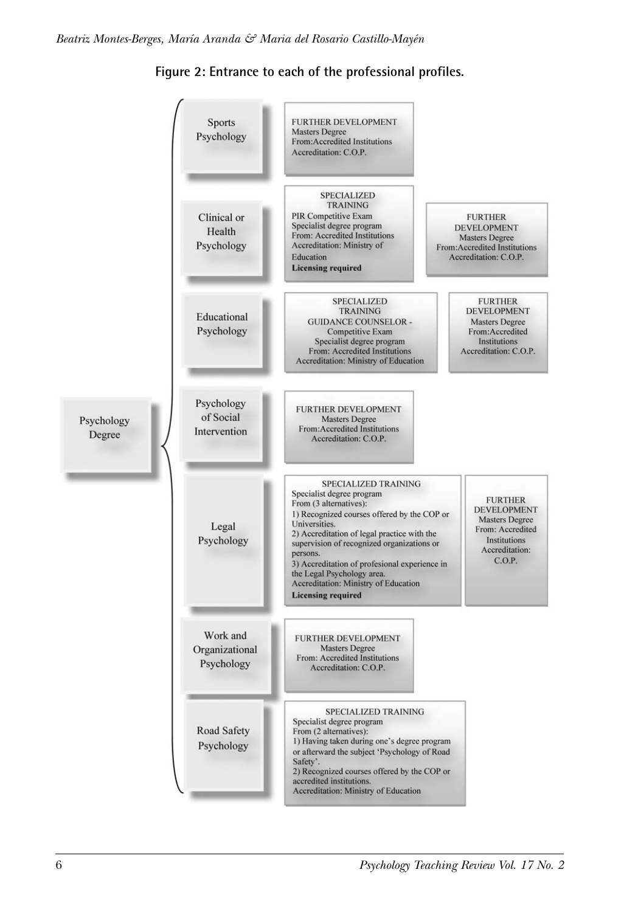**Figure 2: Entrance to each of the professional profiles.**

**Psychology Degree**

- **Sports Psychology**
  - FURTHER DEVELOPMENT
    Masters Degree
    From: Accredited Institutions
    Accreditation: C.O.P.

- **Clinical or Health Psychology**
  - SPECIALIZED TRAINING
    PIR Competitive Exam
    Specialist degree program
    From: Accredited Institutions
    Accreditation: Ministry of Education
    **Licensing required**
  - FURTHER DEVELOPMENT
    Masters Degree
    From: Accredited Institutions
    Accreditation: C.O.P.

- **Educational Psychology**
  - SPECIALIZED TRAINING
    GUIDANCE COUNSELOR - Competitive Exam
    Specialist degree program
    From: Accredited Institutions
    Accreditation: Ministry of Education
  - FURTHER DEVELOPMENT
    Masters Degree
    From: Accredited Institutions
    Accreditation: C.O.P.

- **Psychology of Social Intervention**
  - FURTHER DEVELOPMENT
    Masters Degree
    From: Accredited Institutions
    Accreditation: C.O.P.

- **Legal Psychology**
  - SPECIALIZED TRAINING
    Specialist degree program
    From (3 alternatives):
    1) Recognized courses offered by the COP or Universities.
    2) Accreditation of legal practice with the supervision of recognized organizations or persons.
    3) Accreditation of profesional experience in the Legal Psychology area.
    Accreditation: Ministry of Education
    **Licensing required**
  - FURTHER DEVELOPMENT
    Masters Degree
    From: Accredited Institutions
    Accreditation: C.O.P.

- **Work and Organizational Psychology**
  - FURTHER DEVELOPMENT
    Masters Degree
    From: Accredited Institutions
    Accreditation: C.O.P.

- **Road Safety Psychology**
  - SPECIALIZED TRAINING
    Specialist degree program
    From (2 alternatives):
    1) Having taken during one's degree program or afterward the subject 'Psychology of Road Safety'.
    2) Recognized courses offered by the COP or accredited institutions.
    Accreditation: Ministry of Education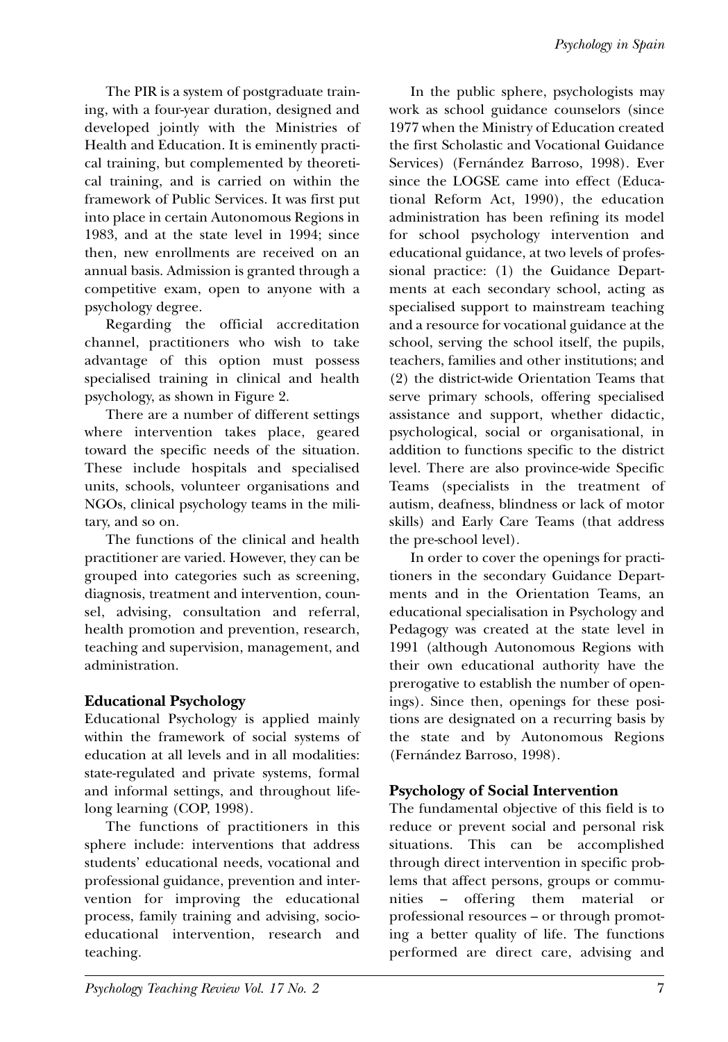The PIR is a system of postgraduate training, with a four-year duration, designed and developed jointly with the Ministries of Health and Education. It is eminently practical training, but complemented by theoretical training, and is carried on within the framework of Public Services. It was first put into place in certain Autonomous Regions in 1983, and at the state level in 1994; since then, new enrollments are received on an annual basis. Admission is granted through a competitive exam, open to anyone with a psychology degree.

Regarding the official accreditation channel, practitioners who wish to take advantage of this option must possess specialised training in clinical and health psychology, as shown in Figure 2.

There are a number of different settings where intervention takes place, geared toward the specific needs of the situation. These include hospitals and specialised units, schools, volunteer organisations and NGOs, clinical psychology teams in the military, and so on.

The functions of the clinical and health practitioner are varied. However, they can be grouped into categories such as screening, diagnosis, treatment and intervention, counsel, advising, consultation and referral, health promotion and prevention, research, teaching and supervision, management, and administration.

## Educational Psychology

Educational Psychology is applied mainly within the framework of social systems of education at all levels and in all modalities: state-regulated and private systems, formal and informal settings, and throughout lifelong learning (COP, 1998).

The functions of practitioners in this sphere include: interventions that address students' educational needs, vocational and professional guidance, prevention and intervention for improving the educational process, family training and advising, socio-educational intervention, research and teaching.

In the public sphere, psychologists may work as school guidance counselors (since 1977 when the Ministry of Education created the first Scholastic and Vocational Guidance Services) (Fernández Barroso, 1998). Ever since the LOGSE came into effect (Educational Reform Act, 1990), the education administration has been refining its model for school psychology intervention and educational guidance, at two levels of professional practice: (1) the Guidance Departments at each secondary school, acting as specialised support to mainstream teaching and a resource for vocational guidance at the school, serving the school itself, the pupils, teachers, families and other institutions; and (2) the district-wide Orientation Teams that serve primary schools, offering specialised assistance and support, whether didactic, psychological, social or organisational, in addition to functions specific to the district level. There are also province-wide Specific Teams (specialists in the treatment of autism, deafness, blindness or lack of motor skills) and Early Care Teams (that address the pre-school level).

In order to cover the openings for practitioners in the secondary Guidance Departments and in the Orientation Teams, an educational specialisation in Psychology and Pedagogy was created at the state level in 1991 (although Autonomous Regions with their own educational authority have the prerogative to establish the number of openings). Since then, openings for these positions are designated on a recurring basis by the state and by Autonomous Regions (Fernández Barroso, 1998).

## Psychology of Social Intervention

The fundamental objective of this field is to reduce or prevent social and personal risk situations. This can be accomplished through direct intervention in specific problems that affect persons, groups or communities – offering them material or professional resources – or through promoting a better quality of life. The functions performed are direct care, advising and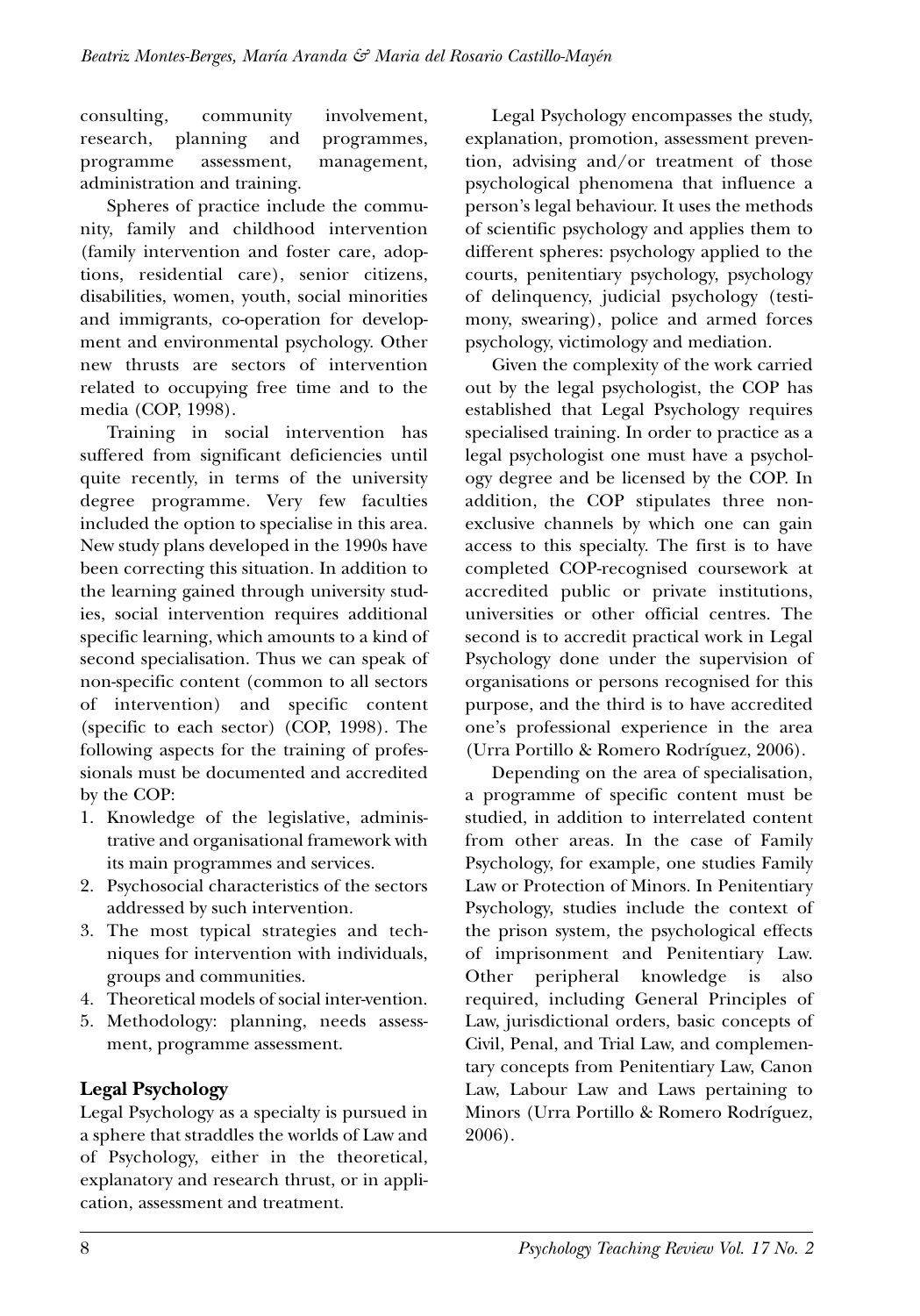consulting, community involvement, research, planning and programmes, programme assessment, management, administration and training.

Spheres of practice include the community, family and childhood intervention (family intervention and foster care, adoptions, residential care), senior citizens, disabilities, women, youth, social minorities and immigrants, co-operation for development and environmental psychology. Other new thrusts are sectors of intervention related to occupying free time and to the media (COP, 1998).

Training in social intervention has suffered from significant deficiencies until quite recently, in terms of the university degree programme. Very few faculties included the option to specialise in this area. New study plans developed in the 1990s have been correcting this situation. In addition to the learning gained through university studies, social intervention requires additional specific learning, which amounts to a kind of second specialisation. Thus we can speak of non-specific content (common to all sectors of intervention) and specific content (specific to each sector) (COP, 1998). The following aspects for the training of professionals must be documented and accredited by the COP:

1. Knowledge of the legislative, administrative and organisational framework with its main programmes and services.
2. Psychosocial characteristics of the sectors addressed by such intervention.
3. The most typical strategies and techniques for intervention with individuals, groups and communities.
4. Theoretical models of social inter-vention.
5. Methodology: planning, needs assessment, programme assessment.

## Legal Psychology

Legal Psychology as a specialty is pursued in a sphere that straddles the worlds of Law and of Psychology, either in the theoretical, explanatory and research thrust, or in application, assessment and treatment.

Legal Psychology encompasses the study, explanation, promotion, assessment prevention, advising and/or treatment of those psychological phenomena that influence a person's legal behaviour. It uses the methods of scientific psychology and applies them to different spheres: psychology applied to the courts, penitentiary psychology, psychology of delinquency, judicial psychology (testimony, swearing), police and armed forces psychology, victimology and mediation.

Given the complexity of the work carried out by the legal psychologist, the COP has established that Legal Psychology requires specialised training. In order to practice as a legal psychologist one must have a psychology degree and be licensed by the COP. In addition, the COP stipulates three non-exclusive channels by which one can gain access to this specialty. The first is to have completed COP-recognised coursework at accredited public or private institutions, universities or other official centres. The second is to accredit practical work in Legal Psychology done under the supervision of organisations or persons recognised for this purpose, and the third is to have accredited one's professional experience in the area (Urra Portillo & Romero Rodríguez, 2006).

Depending on the area of specialisation, a programme of specific content must be studied, in addition to interrelated content from other areas. In the case of Family Psychology, for example, one studies Family Law or Protection of Minors. In Penitentiary Psychology, studies include the context of the prison system, the psychological effects of imprisonment and Penitentiary Law. Other peripheral knowledge is also required, including General Principles of Law, jurisdictional orders, basic concepts of Civil, Penal, and Trial Law, and complementary concepts from Penitentiary Law, Canon Law, Labour Law and Laws pertaining to Minors (Urra Portillo & Romero Rodríguez, 2006).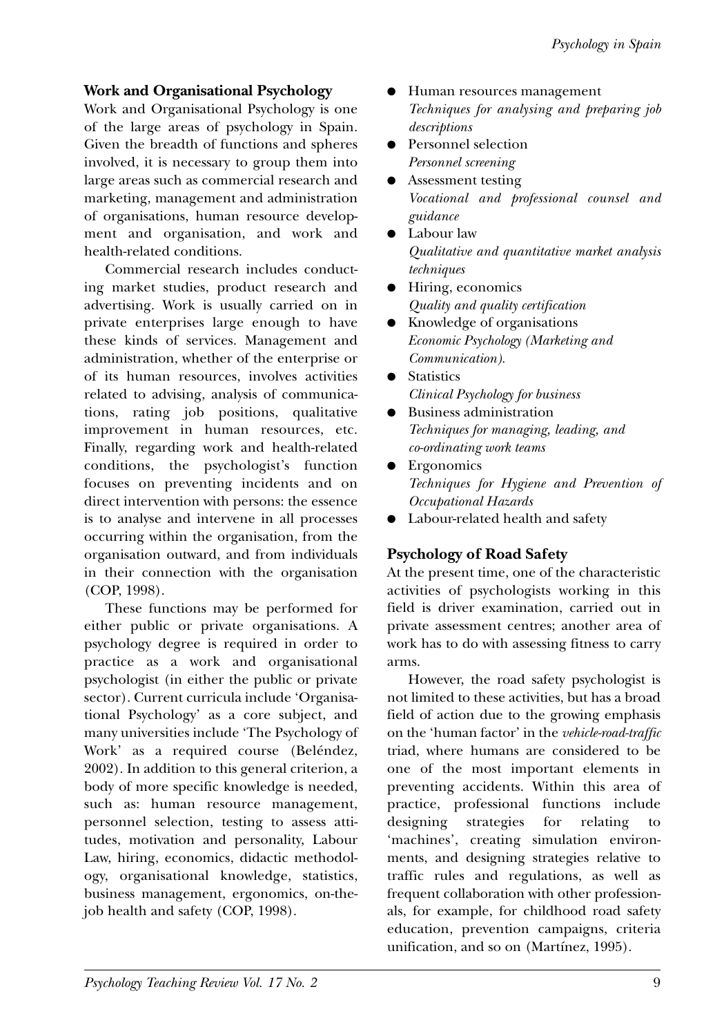### Work and Organisational Psychology

Work and Organisational Psychology is one of the large areas of psychology in Spain. Given the breadth of functions and spheres involved, it is necessary to group them into large areas such as commercial research and marketing, management and administration of organisations, human resource development and organisation, and work and health-related conditions.

Commercial research includes conducting market studies, product research and advertising. Work is usually carried on in private enterprises large enough to have these kinds of services. Management and administration, whether of the enterprise or of its human resources, involves activities related to advising, analysis of communications, rating job positions, qualitative improvement in human resources, etc. Finally, regarding work and health-related conditions, the psychologist's function focuses on preventing incidents and on direct intervention with persons: the essence is to analyse and intervene in all processes occurring within the organisation, from the organisation outward, and from individuals in their connection with the organisation (COP, 1998).

These functions may be performed for either public or private organisations. A psychology degree is required in order to practice as a work and organisational psychologist (in either the public or private sector). Current curricula include 'Organisational Psychology' as a core subject, and many universities include 'The Psychology of Work' as a required course (Beléndez, 2002). In addition to this general criterion, a body of more specific knowledge is needed, such as: human resource management, personnel selection, testing to assess attitudes, motivation and personality, Labour Law, hiring, economics, didactic methodology, organisational knowledge, statistics, business management, ergonomics, on-the-job health and safety (COP, 1998).

- Human resources management
  *Techniques for analysing and preparing job descriptions*
- Personnel selection
  *Personnel screening*
- Assessment testing
  *Vocational and professional counsel and guidance*
- Labour law
  *Qualitative and quantitative market analysis techniques*
- Hiring, economics
  *Quality and quality certification*
- Knowledge of organisations
  *Economic Psychology (Marketing and Communication).*
- Statistics
  *Clinical Psychology for business*
- Business administration
  *Techniques for managing, leading, and co-ordinating work teams*
- Ergonomics
  *Techniques for Hygiene and Prevention of Occupational Hazards*
- Labour-related health and safety

### Psychology of Road Safety

At the present time, one of the characteristic activities of psychologists working in this field is driver examination, carried out in private assessment centres; another area of work has to do with assessing fitness to carry arms.

However, the road safety psychologist is not limited to these activities, but has a broad field of action due to the growing emphasis on the 'human factor' in the *vehicle-road-traffic* triad, where humans are considered to be one of the most important elements in preventing accidents. Within this area of practice, professional functions include designing strategies for relating to 'machines', creating simulation environments, and designing strategies relative to traffic rules and regulations, as well as frequent collaboration with other professionals, for example, for childhood road safety education, prevention campaigns, criteria unification, and so on (Martínez, 1995).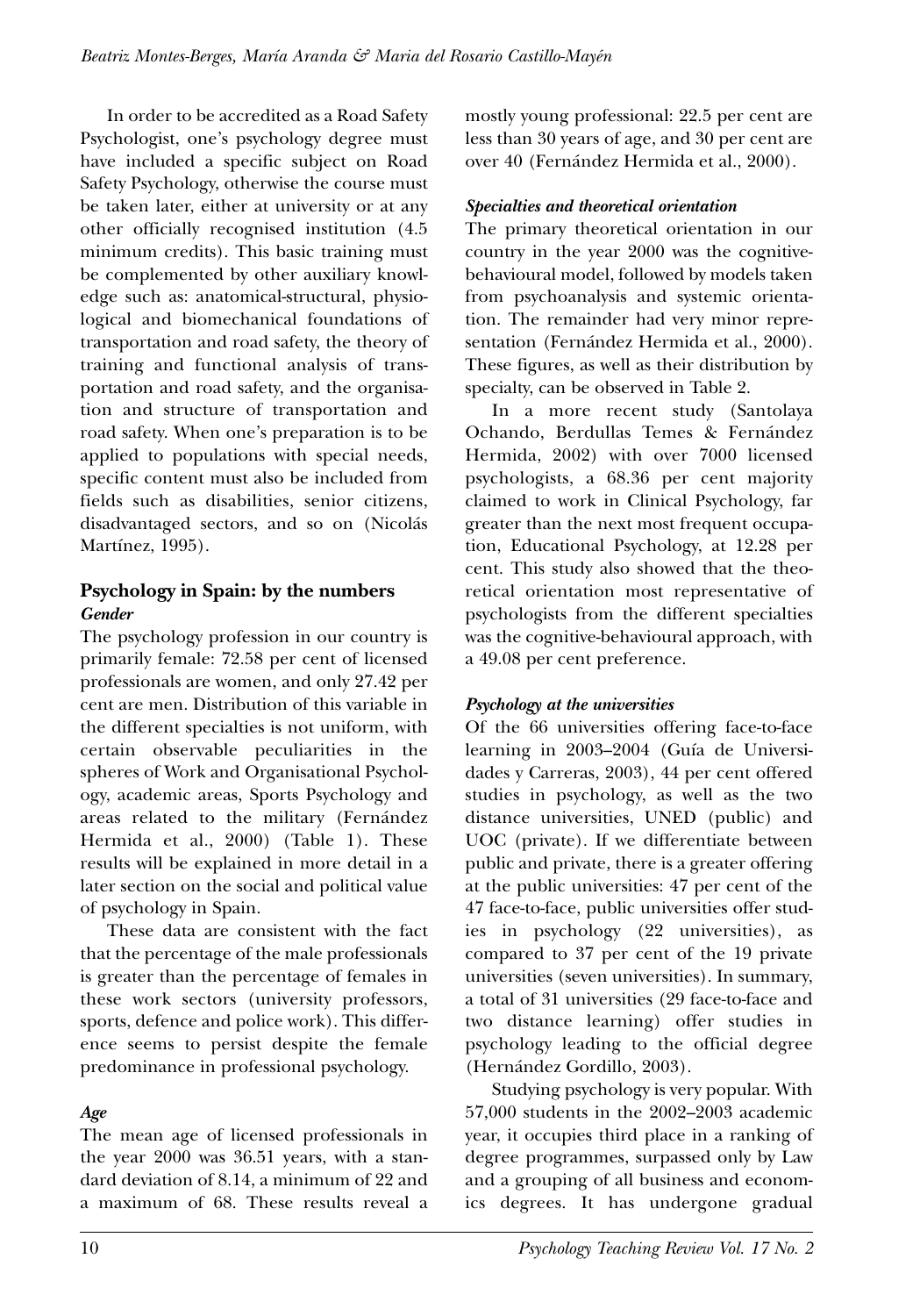In order to be accredited as a Road Safety Psychologist, one's psychology degree must have included a specific subject on Road Safety Psychology, otherwise the course must be taken later, either at university or at any other officially recognised institution (4.5 minimum credits). This basic training must be complemented by other auxiliary knowledge such as: anatomical-structural, physiological and biomechanical foundations of transportation and road safety, the theory of training and functional analysis of transportation and road safety, and the organisation and structure of transportation and road safety. When one's preparation is to be applied to populations with special needs, specific content must also be included from fields such as disabilities, senior citizens, disadvantaged sectors, and so on (Nicolás Martínez, 1995).

## Psychology in Spain: by the numbers

### *Gender*

The psychology profession in our country is primarily female: 72.58 per cent of licensed professionals are women, and only 27.42 per cent are men. Distribution of this variable in the different specialties is not uniform, with certain observable peculiarities in the spheres of Work and Organisational Psychology, academic areas, Sports Psychology and areas related to the military (Fernández Hermida et al., 2000) (Table 1). These results will be explained in more detail in a later section on the social and political value of psychology in Spain.

These data are consistent with the fact that the percentage of the male professionals is greater than the percentage of females in these work sectors (university professors, sports, defence and police work). This difference seems to persist despite the female predominance in professional psychology.

### *Age*

The mean age of licensed professionals in the year 2000 was 36.51 years, with a standard deviation of 8.14, a minimum of 22 and a maximum of 68. These results reveal a mostly young professional: 22.5 per cent are less than 30 years of age, and 30 per cent are over 40 (Fernández Hermida et al., 2000).

### *Specialties and theoretical orientation*

The primary theoretical orientation in our country in the year 2000 was the cognitive-behavioural model, followed by models taken from psychoanalysis and systemic orientation. The remainder had very minor representation (Fernández Hermida et al., 2000). These figures, as well as their distribution by specialty, can be observed in Table 2.

In a more recent study (Santolaya Ochando, Berdullas Temes & Fernández Hermida, 2002) with over 7000 licensed psychologists, a 68.36 per cent majority claimed to work in Clinical Psychology, far greater than the next most frequent occupation, Educational Psychology, at 12.28 per cent. This study also showed that the theoretical orientation most representative of psychologists from the different specialties was the cognitive-behavioural approach, with a 49.08 per cent preference.

### *Psychology at the universities*

Of the 66 universities offering face-to-face learning in 2003–2004 (Guía de Universidades y Carreras, 2003), 44 per cent offered studies in psychology, as well as the two distance universities, UNED (public) and UOC (private). If we differentiate between public and private, there is a greater offering at the public universities: 47 per cent of the 47 face-to-face, public universities offer studies in psychology (22 universities), as compared to 37 per cent of the 19 private universities (seven universities). In summary, a total of 31 universities (29 face-to-face and two distance learning) offer studies in psychology leading to the official degree (Hernández Gordillo, 2003).

Studying psychology is very popular. With 57,000 students in the 2002–2003 academic year, it occupies third place in a ranking of degree programmes, surpassed only by Law and a grouping of all business and economics degrees. It has undergone gradual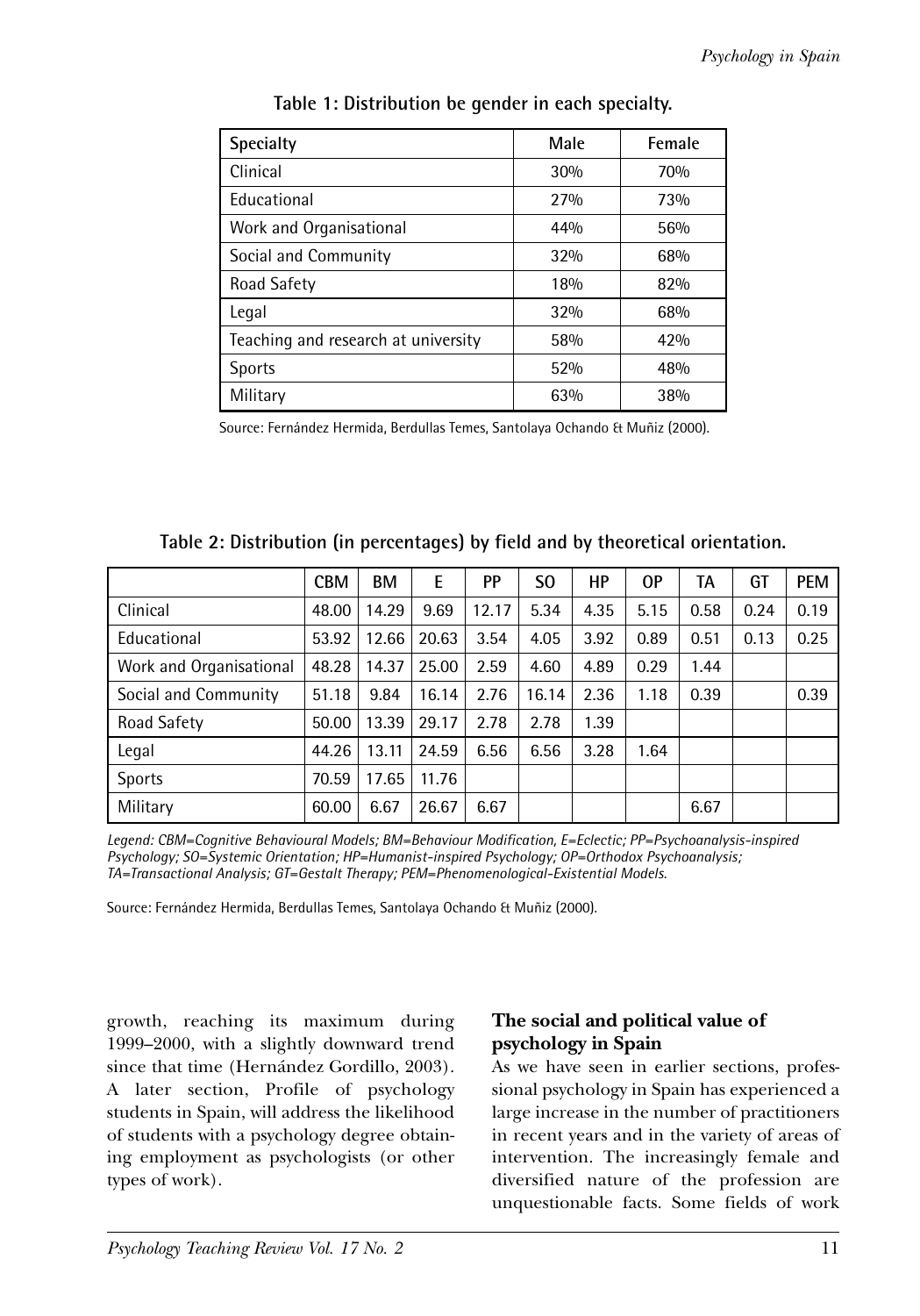**Table 1: Distribution be gender in each specialty.**

| Specialty | Male | Female |
|---|---|---|
| Clinical | 30% | 70% |
| Educational | 27% | 73% |
| Work and Organisational | 44% | 56% |
| Social and Community | 32% | 68% |
| Road Safety | 18% | 82% |
| Legal | 32% | 68% |
| Teaching and research at university | 58% | 42% |
| Sports | 52% | 48% |
| Military | 63% | 38% |

Source: Fernández Hermida, Berdullas Temes, Santolaya Ochando & Muñiz (2000).

**Table 2: Distribution (in percentages) by field and by theoretical orientation.**

| | CBM | BM | E | PP | SO | HP | OP | TA | GT | PEM |
|---|---|---|---|---|---|---|---|---|---|---|
| Clinical | 48.00 | 14.29 | 9.69 | 12.17 | 5.34 | 4.35 | 5.15 | 0.58 | 0.24 | 0.19 |
| Educational | 53.92 | 12.66 | 20.63 | 3.54 | 4.05 | 3.92 | 0.89 | 0.51 | 0.13 | 0.25 |
| Work and Organisational | 48.28 | 14.37 | 25.00 | 2.59 | 4.60 | 4.89 | 0.29 | 1.44 | | |
| Social and Community | 51.18 | 9.84 | 16.14 | 2.76 | 16.14 | 2.36 | 1.18 | 0.39 | | 0.39 |
| Road Safety | 50.00 | 13.39 | 29.17 | 2.78 | 2.78 | 1.39 | | | | |
| Legal | 44.26 | 13.11 | 24.59 | 6.56 | 6.56 | 3.28 | 1.64 | | | |
| Sports | 70.59 | 17.65 | 11.76 | | | | | | | |
| Military | 60.00 | 6.67 | 26.67 | 6.67 | | | | 6.67 | | |

*Legend: CBM=Cognitive Behavioural Models; BM=Behaviour Modification, E=Eclectic; PP=Psychoanalysis-inspired Psychology; SO=Systemic Orientation; HP=Humanist-inspired Psychology; OP=Orthodox Psychoanalysis; TA=Transactional Analysis; GT=Gestalt Therapy; PEM=Phenomenological-Existential Models.*

Source: Fernández Hermida, Berdullas Temes, Santolaya Ochando & Muñiz (2000).

growth, reaching its maximum during 1999–2000, with a slightly downward trend since that time (Hernández Gordillo, 2003). A later section, Profile of psychology students in Spain, will address the likelihood of students with a psychology degree obtaining employment as psychologists (or other types of work).

### The social and political value of psychology in Spain

As we have seen in earlier sections, professional psychology in Spain has experienced a large increase in the number of practitioners in recent years and in the variety of areas of intervention. The increasingly female and diversified nature of the profession are unquestionable facts. Some fields of work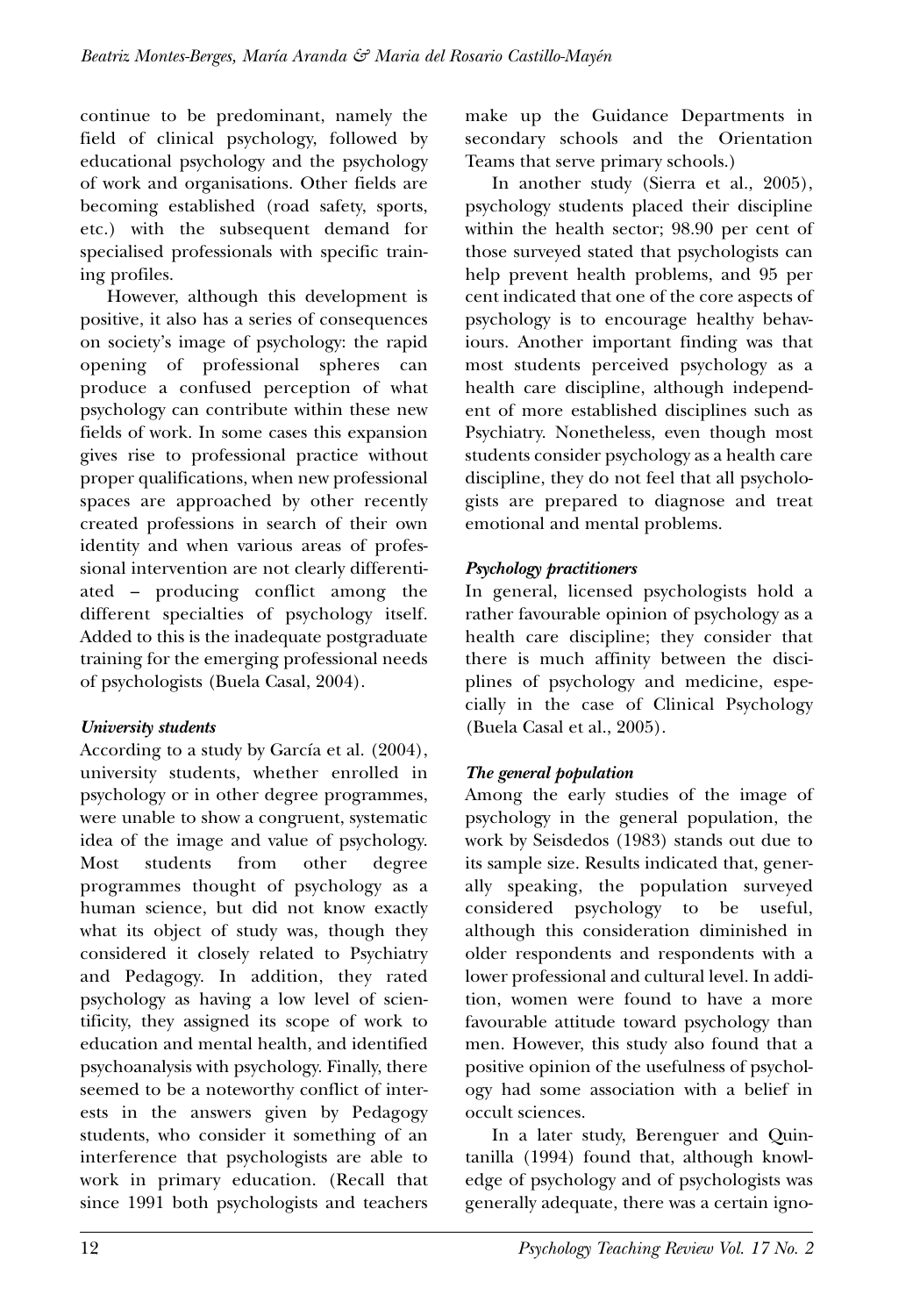continue to be predominant, namely the field of clinical psychology, followed by educational psychology and the psychology of work and organisations. Other fields are becoming established (road safety, sports, etc.) with the subsequent demand for specialised professionals with specific training profiles.

However, although this development is positive, it also has a series of consequences on society's image of psychology: the rapid opening of professional spheres can produce a confused perception of what psychology can contribute within these new fields of work. In some cases this expansion gives rise to professional practice without proper qualifications, when new professional spaces are approached by other recently created professions in search of their own identity and when various areas of professional intervention are not clearly differentiated – producing conflict among the different specialties of psychology itself. Added to this is the inadequate postgraduate training for the emerging professional needs of psychologists (Buela Casal, 2004).

### *University students*

According to a study by García et al. (2004), university students, whether enrolled in psychology or in other degree programmes, were unable to show a congruent, systematic idea of the image and value of psychology. Most students from other degree programmes thought of psychology as a human science, but did not know exactly what its object of study was, though they considered it closely related to Psychiatry and Pedagogy. In addition, they rated psychology as having a low level of scientificity, they assigned its scope of work to education and mental health, and identified psychoanalysis with psychology. Finally, there seemed to be a noteworthy conflict of interests in the answers given by Pedagogy students, who consider it something of an interference that psychologists are able to work in primary education. (Recall that since 1991 both psychologists and teachers make up the Guidance Departments in secondary schools and the Orientation Teams that serve primary schools.)

In another study (Sierra et al., 2005), psychology students placed their discipline within the health sector; 98.90 per cent of those surveyed stated that psychologists can help prevent health problems, and 95 per cent indicated that one of the core aspects of psychology is to encourage healthy behaviours. Another important finding was that most students perceived psychology as a health care discipline, although independent of more established disciplines such as Psychiatry. Nonetheless, even though most students consider psychology as a health care discipline, they do not feel that all psychologists are prepared to diagnose and treat emotional and mental problems.

### *Psychology practitioners*

In general, licensed psychologists hold a rather favourable opinion of psychology as a health care discipline; they consider that there is much affinity between the disciplines of psychology and medicine, especially in the case of Clinical Psychology (Buela Casal et al., 2005).

### *The general population*

Among the early studies of the image of psychology in the general population, the work by Seisdedos (1983) stands out due to its sample size. Results indicated that, generally speaking, the population surveyed considered psychology to be useful, although this consideration diminished in older respondents and respondents with a lower professional and cultural level. In addition, women were found to have a more favourable attitude toward psychology than men. However, this study also found that a positive opinion of the usefulness of psychology had some association with a belief in occult sciences.

In a later study, Berenguer and Quintanilla (1994) found that, although knowledge of psychology and of psychologists was generally adequate, there was a certain igno-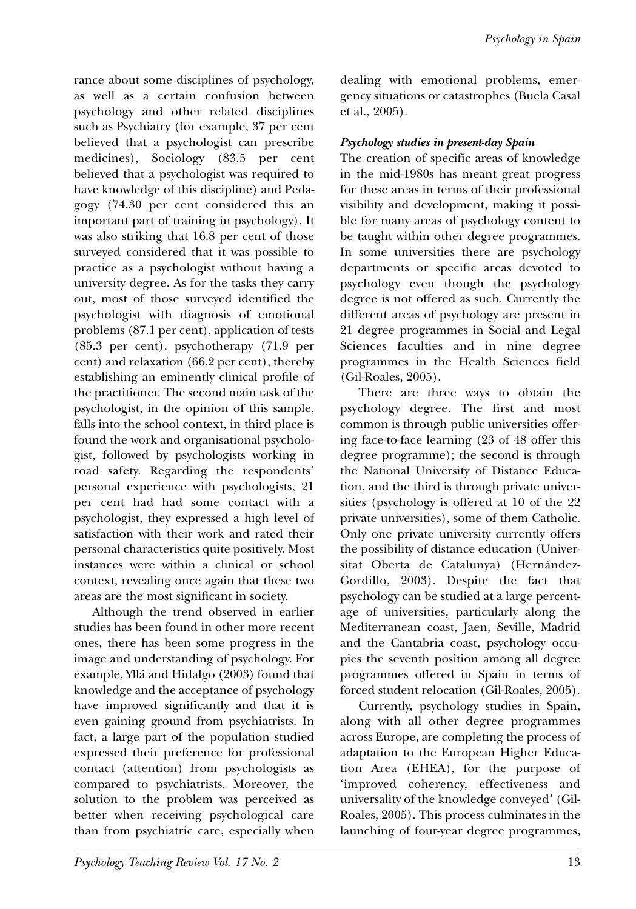rance about some disciplines of psychology, as well as a certain confusion between psychology and other related disciplines such as Psychiatry (for example, 37 per cent believed that a psychologist can prescribe medicines), Sociology (83.5 per cent believed that a psychologist was required to have knowledge of this discipline) and Pedagogy (74.30 per cent considered this an important part of training in psychology). It was also striking that 16.8 per cent of those surveyed considered that it was possible to practice as a psychologist without having a university degree. As for the tasks they carry out, most of those surveyed identified the psychologist with diagnosis of emotional problems (87.1 per cent), application of tests (85.3 per cent), psychotherapy (71.9 per cent) and relaxation (66.2 per cent), thereby establishing an eminently clinical profile of the practitioner. The second main task of the psychologist, in the opinion of this sample, falls into the school context, in third place is found the work and organisational psychologist, followed by psychologists working in road safety. Regarding the respondents' personal experience with psychologists, 21 per cent had had some contact with a psychologist, they expressed a high level of satisfaction with their work and rated their personal characteristics quite positively. Most instances were within a clinical or school context, revealing once again that these two areas are the most significant in society.

Although the trend observed in earlier studies has been found in other more recent ones, there has been some progress in the image and understanding of psychology. For example, Yllá and Hidalgo (2003) found that knowledge and the acceptance of psychology have improved significantly and that it is even gaining ground from psychiatrists. In fact, a large part of the population studied expressed their preference for professional contact (attention) from psychologists as compared to psychiatrists. Moreover, the solution to the problem was perceived as better when receiving psychological care than from psychiatric care, especially when dealing with emotional problems, emergency situations or catastrophes (Buela Casal et al., 2005).

***Psychology studies in present-day Spain***

The creation of specific areas of knowledge in the mid-1980s has meant great progress for these areas in terms of their professional visibility and development, making it possible for many areas of psychology content to be taught within other degree programmes. In some universities there are psychology departments or specific areas devoted to psychology even though the psychology degree is not offered as such. Currently the different areas of psychology are present in 21 degree programmes in Social and Legal Sciences faculties and in nine degree programmes in the Health Sciences field (Gil-Roales, 2005).

There are three ways to obtain the psychology degree. The first and most common is through public universities offering face-to-face learning (23 of 48 offer this degree programme); the second is through the National University of Distance Education, and the third is through private universities (psychology is offered at 10 of the 22 private universities), some of them Catholic. Only one private university currently offers the possibility of distance education (Universitat Oberta de Catalunya) (Hernández-Gordillo, 2003). Despite the fact that psychology can be studied at a large percentage of universities, particularly along the Mediterranean coast, Jaen, Seville, Madrid and the Cantabria coast, psychology occupies the seventh position among all degree programmes offered in Spain in terms of forced student relocation (Gil-Roales, 2005).

Currently, psychology studies in Spain, along with all other degree programmes across Europe, are completing the process of adaptation to the European Higher Education Area (EHEA), for the purpose of 'improved coherency, effectiveness and universality of the knowledge conveyed' (Gil-Roales, 2005). This process culminates in the launching of four-year degree programmes,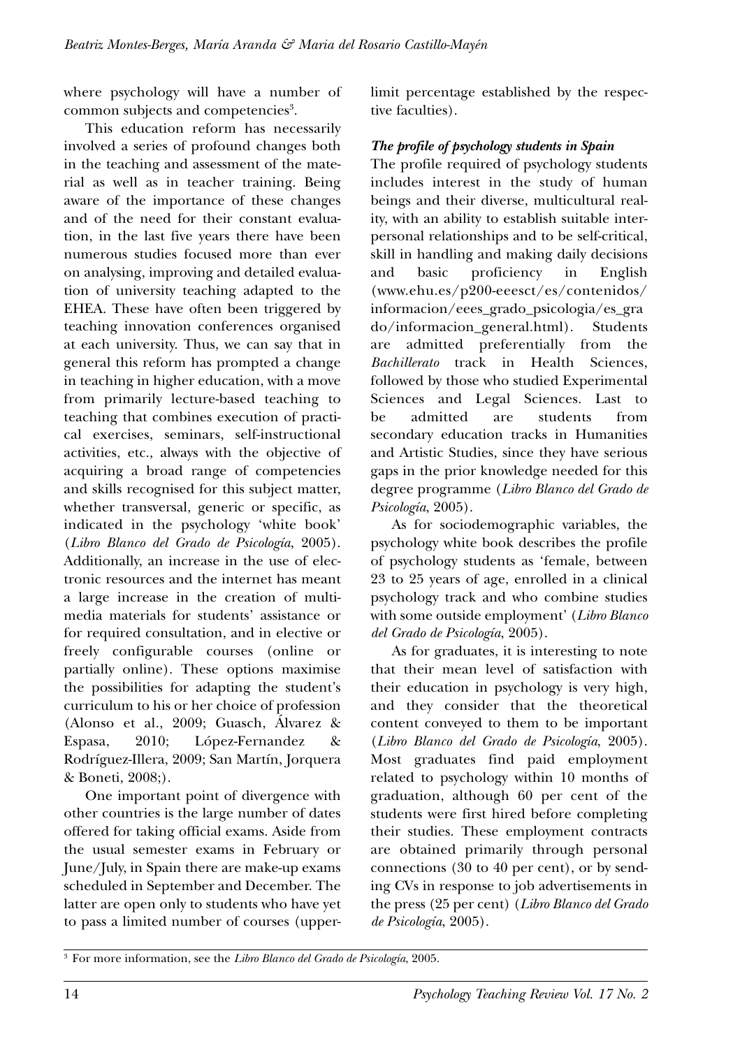where psychology will have a number of common subjects and competencies[3].

This education reform has necessarily involved a series of profound changes both in the teaching and assessment of the material as well as in teacher training. Being aware of the importance of these changes and of the need for their constant evaluation, in the last five years there have been numerous studies focused more than ever on analysing, improving and detailed evaluation of university teaching adapted to the EHEA. These have often been triggered by teaching innovation conferences organised at each university. Thus, we can say that in general this reform has prompted a change in teaching in higher education, with a move from primarily lecture-based teaching to teaching that combines execution of practical exercises, seminars, self-instructional activities, etc., always with the objective of acquiring a broad range of competencies and skills recognised for this subject matter, whether transversal, generic or specific, as indicated in the psychology 'white book' (*Libro Blanco del Grado de Psicología*, 2005). Additionally, an increase in the use of electronic resources and the internet has meant a large increase in the creation of multimedia materials for students' assistance or for required consultation, and in elective or freely configurable courses (online or partially online). These options maximise the possibilities for adapting the student's curriculum to his or her choice of profession (Alonso et al., 2009; Guasch, Álvarez & Espasa, 2010; López-Fernandez & Rodríguez-Illera, 2009; San Martín, Jorquera & Boneti, 2008;).

One important point of divergence with other countries is the large number of dates offered for taking official exams. Aside from the usual semester exams in February or June/July, in Spain there are make-up exams scheduled in September and December. The latter are open only to students who have yet to pass a limited number of courses (upper-limit percentage established by the respective faculties).

### *The profile of psychology students in Spain*

The profile required of psychology students includes interest in the study of human beings and their diverse, multicultural reality, with an ability to establish suitable interpersonal relationships and to be self-critical, skill in handling and making daily decisions and basic proficiency in English (www.ehu.es/p200-eeesct/es/contenidos/informacion/eees_grado_psicologia/es_grado/informacion_general.html). Students are admitted preferentially from the *Bachillerato* track in Health Sciences, followed by those who studied Experimental Sciences and Legal Sciences. Last to be admitted are students from secondary education tracks in Humanities and Artistic Studies, since they have serious gaps in the prior knowledge needed for this degree programme (*Libro Blanco del Grado de Psicología*, 2005).

As for sociodemographic variables, the psychology white book describes the profile of psychology students as 'female, between 23 to 25 years of age, enrolled in a clinical psychology track and who combine studies with some outside employment' (*Libro Blanco del Grado de Psicología*, 2005).

As for graduates, it is interesting to note that their mean level of satisfaction with their education in psychology is very high, and they consider that the theoretical content conveyed to them to be important (*Libro Blanco del Grado de Psicología*, 2005). Most graduates find paid employment related to psychology within 10 months of graduation, although 60 per cent of the students were first hired before completing their studies. These employment contracts are obtained primarily through personal connections (30 to 40 per cent), or by sending CVs in response to job advertisements in the press (25 per cent) (*Libro Blanco del Grado de Psicología*, 2005).

[3] For more information, see the *Libro Blanco del Grado de Psicología*, 2005.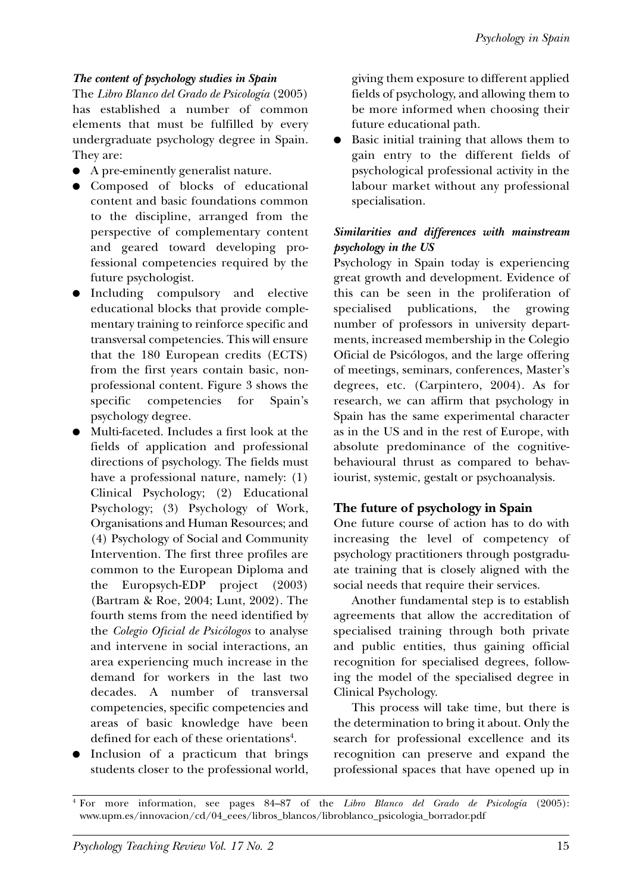***The content of psychology studies in Spain***

The *Libro Blanco del Grado de Psicología* (2005) has established a number of common elements that must be fulfilled by every undergraduate psychology degree in Spain. They are:

- A pre-eminently generalist nature.
- Composed of blocks of educational content and basic foundations common to the discipline, arranged from the perspective of complementary content and geared toward developing professional competencies required by the future psychologist.
- Including compulsory and elective educational blocks that provide complementary training to reinforce specific and transversal competencies. This will ensure that the 180 European credits (ECTS) from the first years contain basic, non-professional content. Figure 3 shows the specific competencies for Spain's psychology degree.
- Multi-faceted. Includes a first look at the fields of application and professional directions of psychology. The fields must have a professional nature, namely: (1) Clinical Psychology; (2) Educational Psychology; (3) Psychology of Work, Organisations and Human Resources; and (4) Psychology of Social and Community Intervention. The first three profiles are common to the European Diploma and the Europsych-EDP project (2003) (Bartram & Roe, 2004; Lunt, 2002). The fourth stems from the need identified by the *Colegio Oficial de Psicólogos* to analyse and intervene in social interactions, an area experiencing much increase in the demand for workers in the last two decades. A number of transversal competencies, specific competencies and areas of basic knowledge have been defined for each of these orientations[4].
- Inclusion of a practicum that brings students closer to the professional world, giving them exposure to different applied fields of psychology, and allowing them to be more informed when choosing their future educational path.
- Basic initial training that allows them to gain entry to the different fields of psychological professional activity in the labour market without any professional specialisation.

***Similarities and differences with mainstream psychology in the US***

Psychology in Spain today is experiencing great growth and development. Evidence of this can be seen in the proliferation of specialised publications, the growing number of professors in university departments, increased membership in the Colegio Oficial de Psicólogos, and the large offering of meetings, seminars, conferences, Master's degrees, etc. (Carpintero, 2004). As for research, we can affirm that psychology in Spain has the same experimental character as in the US and in the rest of Europe, with absolute predominance of the cognitive-behavioural thrust as compared to behaviourist, systemic, gestalt or psychoanalysis.

## The future of psychology in Spain

One future course of action has to do with increasing the level of competency of psychology practitioners through postgraduate training that is closely aligned with the social needs that require their services.

Another fundamental step is to establish agreements that allow the accreditation of specialised training through both private and public entities, thus gaining official recognition for specialised degrees, following the model of the specialised degree in Clinical Psychology.

This process will take time, but there is the determination to bring it about. Only the search for professional excellence and its recognition can preserve and expand the professional spaces that have opened up in

[4] For more information, see pages 84–87 of the *Libro Blanco del Grado de Psicología* (2005): www.upm.es/innovacion/cd/04_eees/libros_blancos/libroblanco_psicologia_borrador.pdf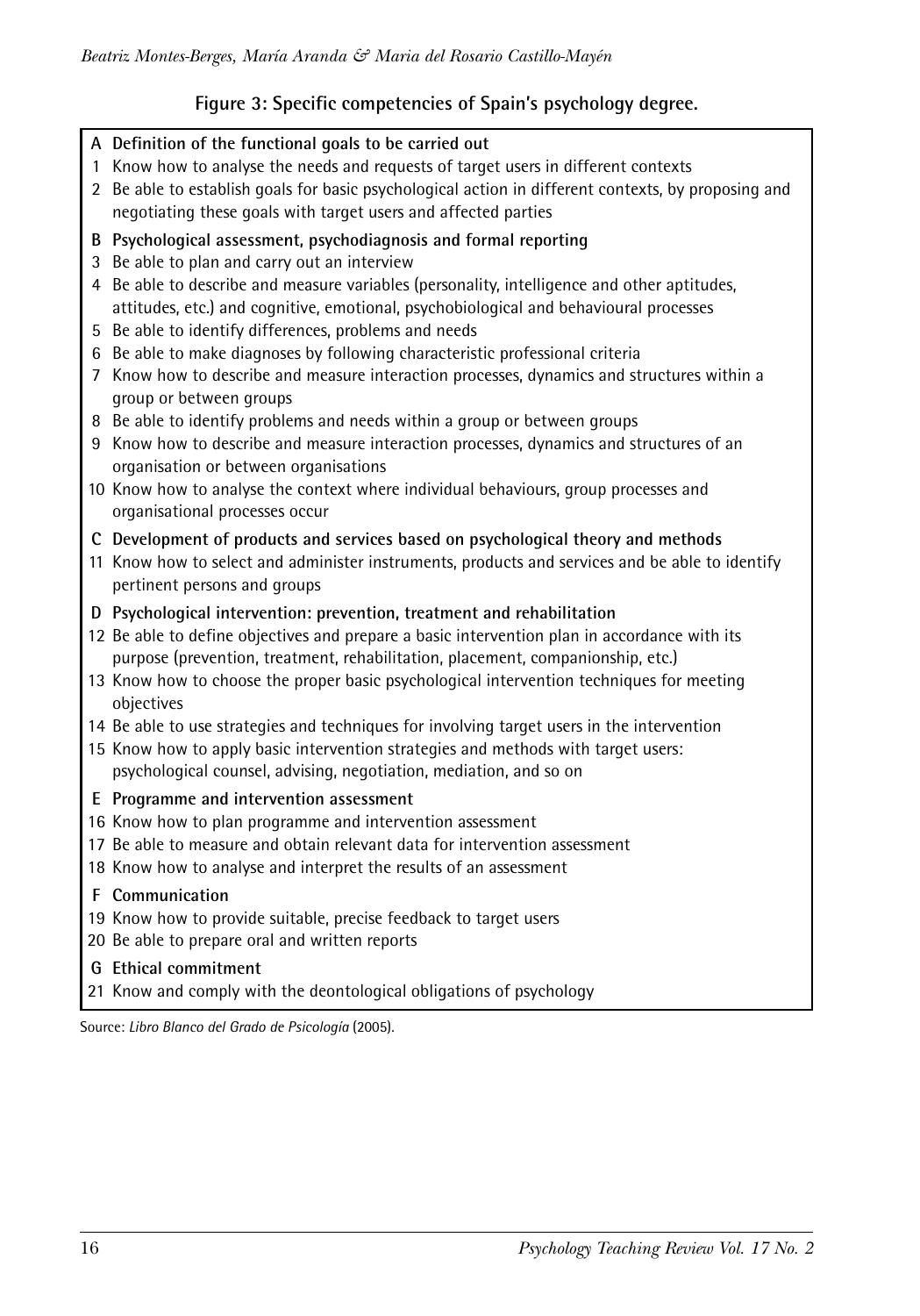**Figure 3: Specific competencies of Spain's psychology degree.**

**A Definition of the functional goals to be carried out**

1 Know how to analyse the needs and requests of target users in different contexts

2 Be able to establish goals for basic psychological action in different contexts, by proposing and negotiating these goals with target users and affected parties

**B Psychological assessment, psychodiagnosis and formal reporting**

3 Be able to plan and carry out an interview

4 Be able to describe and measure variables (personality, intelligence and other aptitudes, attitudes, etc.) and cognitive, emotional, psychobiological and behavioural processes

5 Be able to identify differences, problems and needs

6 Be able to make diagnoses by following characteristic professional criteria

7 Know how to describe and measure interaction processes, dynamics and structures within a group or between groups

8 Be able to identify problems and needs within a group or between groups

9 Know how to describe and measure interaction processes, dynamics and structures of an organisation or between organisations

10 Know how to analyse the context where individual behaviours, group processes and organisational processes occur

**C Development of products and services based on psychological theory and methods**

11 Know how to select and administer instruments, products and services and be able to identify pertinent persons and groups

**D Psychological intervention: prevention, treatment and rehabilitation**

12 Be able to define objectives and prepare a basic intervention plan in accordance with its purpose (prevention, treatment, rehabilitation, placement, companionship, etc.)

13 Know how to choose the proper basic psychological intervention techniques for meeting objectives

14 Be able to use strategies and techniques for involving target users in the intervention

15 Know how to apply basic intervention strategies and methods with target users: psychological counsel, advising, negotiation, mediation, and so on

**E Programme and intervention assessment**

16 Know how to plan programme and intervention assessment

17 Be able to measure and obtain relevant data for intervention assessment

18 Know how to analyse and interpret the results of an assessment

**F Communication**

19 Know how to provide suitable, precise feedback to target users

20 Be able to prepare oral and written reports

**G Ethical commitment**

21 Know and comply with the deontological obligations of psychology

Source: *Libro Blanco del Grado de Psicología* (2005).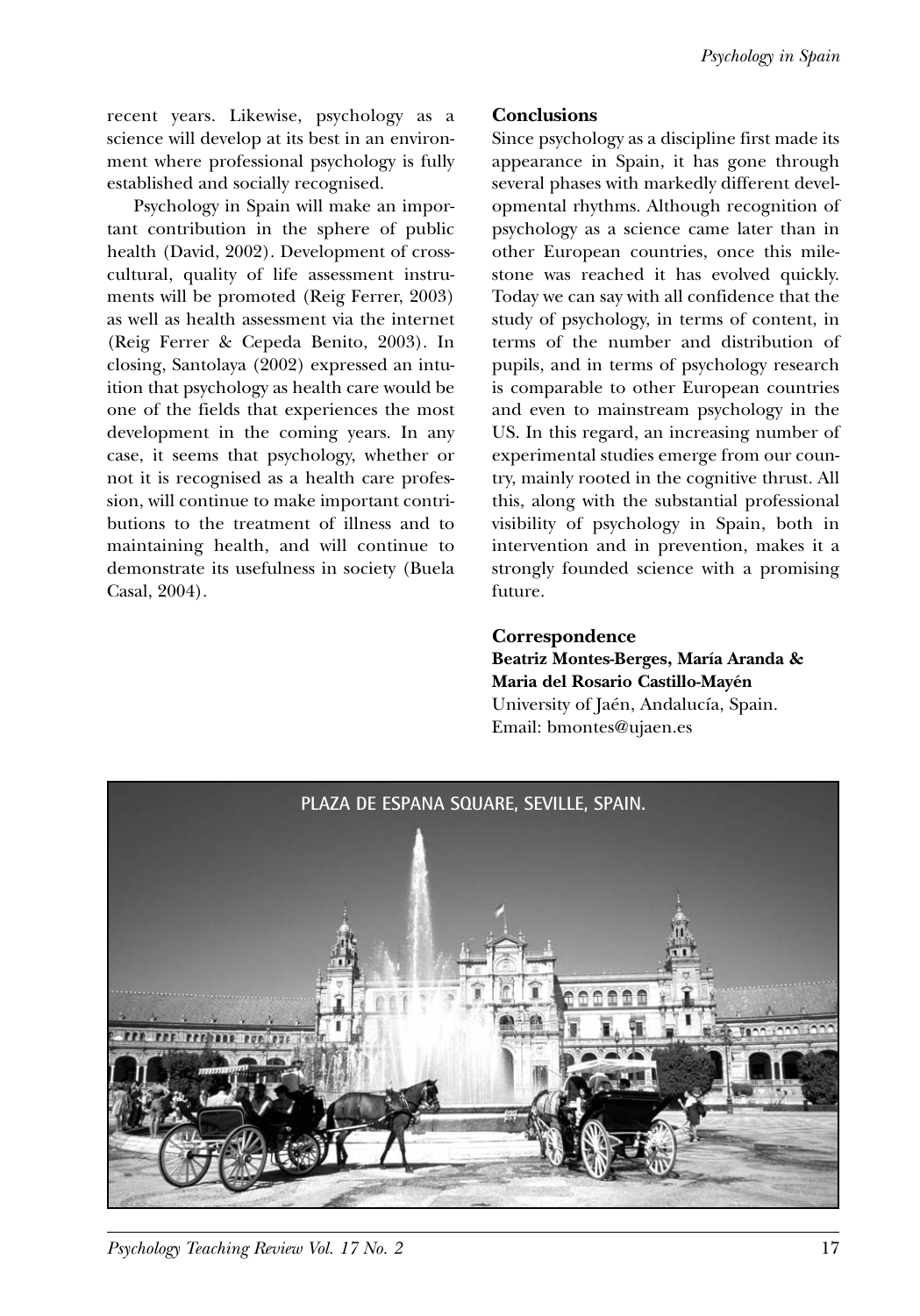recent years. Likewise, psychology as a science will develop at its best in an environment where professional psychology is fully established and socially recognised.

Psychology in Spain will make an important contribution in the sphere of public health (David, 2002). Development of cross-cultural, quality of life assessment instruments will be promoted (Reig Ferrer, 2003) as well as health assessment via the internet (Reig Ferrer & Cepeda Benito, 2003). In closing, Santolaya (2002) expressed an intuition that psychology as health care would be one of the fields that experiences the most development in the coming years. In any case, it seems that psychology, whether or not it is recognised as a health care profession, will continue to make important contributions to the treatment of illness and to maintaining health, and will continue to demonstrate its usefulness in society (Buela Casal, 2004).

## Conclusions

Since psychology as a discipline first made its appearance in Spain, it has gone through several phases with markedly different developmental rhythms. Although recognition of psychology as a science came later than in other European countries, once this milestone was reached it has evolved quickly. Today we can say with all confidence that the study of psychology, in terms of content, in terms of the number and distribution of pupils, and in terms of psychology research is comparable to other European countries and even to mainstream psychology in the US. In this regard, an increasing number of experimental studies emerge from our country, mainly rooted in the cognitive thrust. All this, along with the substantial professional visibility of psychology in Spain, both in intervention and in prevention, makes it a strongly founded science with a promising future.

## Correspondence

**Beatriz Montes-Berges, María Aranda & Maria del Rosario Castillo-Mayén**
University of Jaén, Andalucía, Spain.
Email: bmontes@ujaen.es

PLAZA DE ESPANA SQUARE, SEVILLE, SPAIN.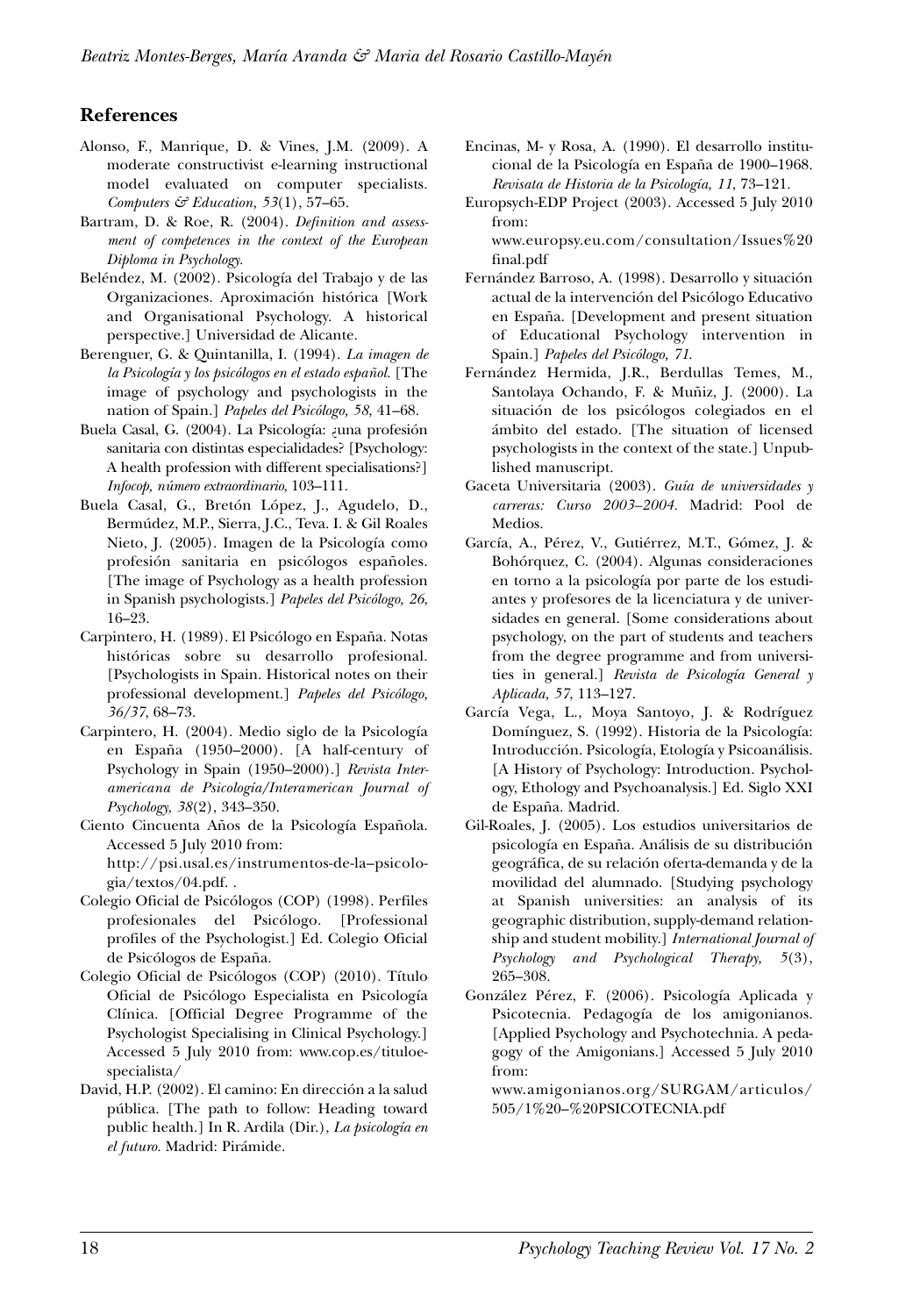## References

Alonso, F., Manrique, D. & Vines, J.M. (2009). A moderate constructivist e-learning instructional model evaluated on computer specialists. *Computers & Education, 53*(1), 57–65.

Bartram, D. & Roe, R. (2004). *Definition and assessment of competences in the context of the European Diploma in Psychology.*

Beléndez, M. (2002). Psicología del Trabajo y de las Organizaciones. Aproximación histórica [Work and Organisational Psychology. A historical perspective.] Universidad de Alicante.

Berenguer, G. & Quintanilla, I. (1994). *La imagen de la Psicología y los psicólogos en el estado español.* [The image of psychology and psychologists in the nation of Spain.] *Papeles del Psicólogo, 58*, 41–68.

Buela Casal, G. (2004). La Psicología: ¿una profesión sanitaria con distintas especialidades? [Psychology: A health profession with different specialisations?] *Infocop, número extraordinario*, 103–111.

Buela Casal, G., Bretón López, J., Agudelo, D., Bermúdez, M.P., Sierra, J.C., Teva. I. & Gil Roales Nieto, J. (2005). Imagen de la Psicología como profesión sanitaria en psicólogos españoles. [The image of Psychology as a health profession in Spanish psychologists.] *Papeles del Psicólogo, 26*, 16–23.

Carpintero, H. (1989). El Psicólogo en España. Notas históricas sobre su desarrollo profesional. [Psychologists in Spain. Historical notes on their professional development.] *Papeles del Psicólogo, 36/37*, 68–73.

Carpintero, H. (2004). Medio siglo de la Psicología en España (1950–2000). [A half-century of Psychology in Spain (1950–2000).] *Revista Interamericana de Psicología/Interamerican Journal of Psychology, 38*(2), 343–350.

Ciento Cincuenta Años de la Psicología Española. Accessed 5 July 2010 from: http://psi.usal.es/instrumentos-de-la–psicologia/textos/04.pdf. .

Colegio Oficial de Psicólogos (COP) (1998). Perfiles profesionales del Psicólogo. [Professional profiles of the Psychologist.] Ed. Colegio Oficial de Psicólogos de España.

Colegio Oficial de Psicólogos (COP) (2010). Título Oficial de Psicólogo Especialista en Psicología Clínica. [Official Degree Programme of the Psychologist Specialising in Clinical Psychology.] Accessed 5 July 2010 from: www.cop.es/tituloespecialista/

David, H.P. (2002). El camino: En dirección a la salud pública. [The path to follow: Heading toward public health.] In R. Ardila (Dir.), *La psicología en el futuro.* Madrid: Pirámide.

Encinas, M- y Rosa, A. (1990). El desarrollo institucional de la Psicología en España de 1900–1968. *Revisata de Historia de la Psicología, 11*, 73–121.

Europsych-EDP Project (2003). Accessed 5 July 2010 from: www.europsy.eu.com/consultation/Issues%20final.pdf

Fernández Barroso, A. (1998). Desarrollo y situación actual de la intervención del Psicólogo Educativo en España. [Development and present situation of Educational Psychology intervention in Spain.] *Papeles del Psicólogo, 71.*

Fernández Hermida, J.R., Berdullas Temes, M., Santolaya Ochando, F. & Muñiz, J. (2000). La situación de los psicólogos colegiados en el ámbito del estado. [The situation of licensed psychologists in the context of the state.] Unpublished manuscript.

Gaceta Universitaria (2003). *Guía de universidades y carreras: Curso 2003–2004.* Madrid: Pool de Medios.

García, A., Pérez, V., Gutiérrez, M.T., Gómez, J. & Bohórquez, C. (2004). Algunas consideraciones en torno a la psicología por parte de los estudiantes y profesores de la licenciatura y de universidades en general. [Some considerations about psychology, on the part of students and teachers from the degree programme and from universities in general.] *Revista de Psicología General y Aplicada, 57*, 113–127.

García Vega, L., Moya Santoyo, J. & Rodríguez Domínguez, S. (1992). Historia de la Psicología: Introducción. Psicología, Etología y Psicoanálisis. [A History of Psychology: Introduction. Psychology, Ethology and Psychoanalysis.] Ed. Siglo XXI de España. Madrid.

Gil-Roales, J. (2005). Los estudios universitarios de psicología en España. Análisis de su distribución geográfica, de su relación oferta-demanda y de la movilidad del alumnado. [Studying psychology at Spanish universities: an analysis of its geographic distribution, supply-demand relationship and student mobility.] *International Journal of Psychology and Psychological Therapy, 5*(3), 265–308.

González Pérez, F. (2006). Psicología Aplicada y Psicotecnia. Pedagogía de los amigonianos. [Applied Psychology and Psychotechnia. A pedagogy of the Amigonians.] Accessed 5 July 2010 from: www.amigonianos.org/SURGAM/articulos/505/1%20–%20PSICOTECNIA.pdf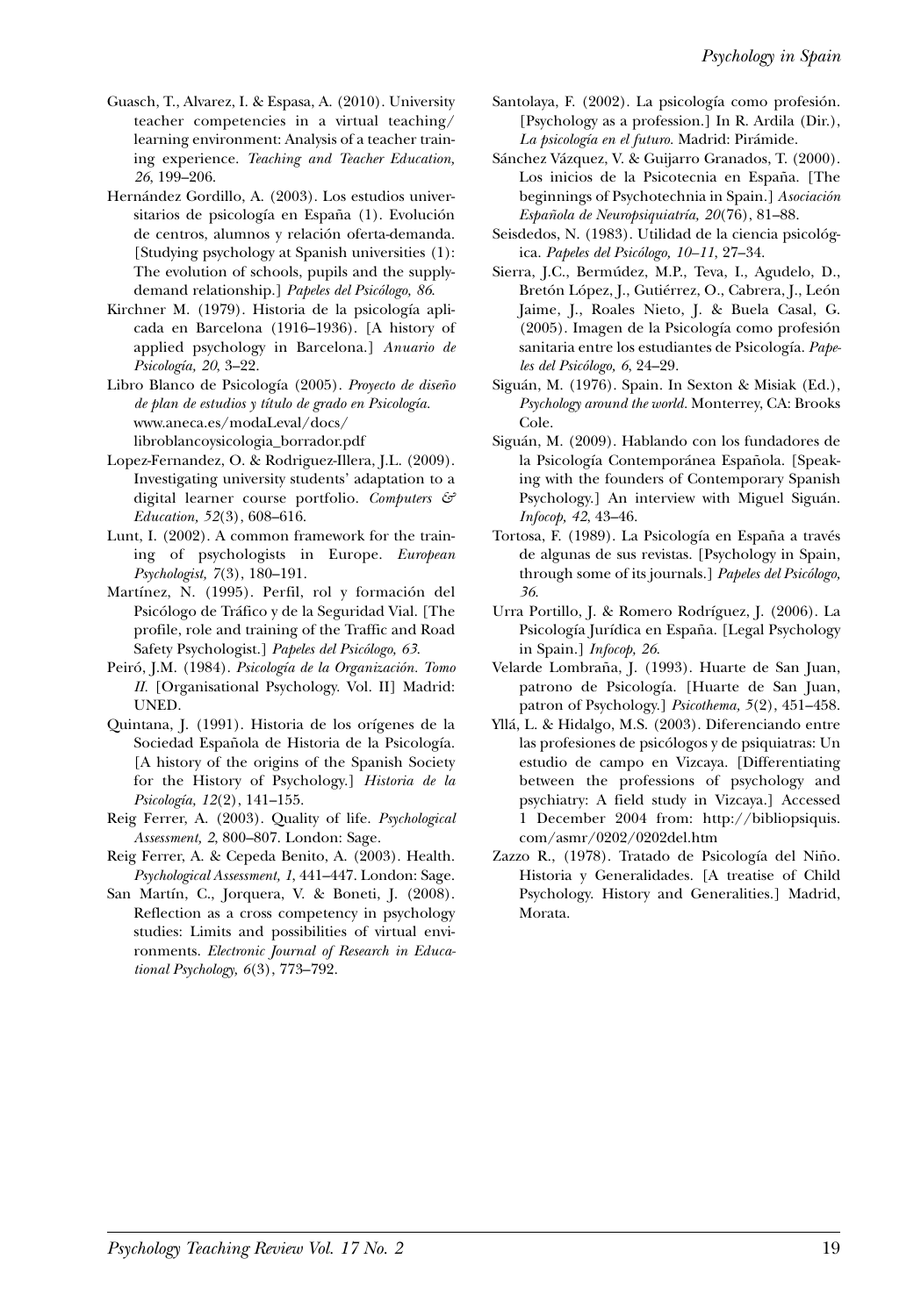Guasch, T., Alvarez, I. & Espasa, A. (2010). University teacher competencies in a virtual teaching/learning environment: Analysis of a teacher training experience. *Teaching and Teacher Education, 26*, 199–206.

Hernández Gordillo, A. (2003). Los estudios universitarios de psicología en España (1). Evolución de centros, alumnos y relación oferta-demanda. [Studying psychology at Spanish universities (1): The evolution of schools, pupils and the supply-demand relationship.] *Papeles del Psicólogo, 86*.

Kirchner M. (1979). Historia de la psicología aplicada en Barcelona (1916–1936). [A history of applied psychology in Barcelona.] *Anuario de Psicología, 20*, 3–22.

Libro Blanco de Psicología (2005). *Proyecto de diseño de plan de estudios y título de grado en Psicología*. www.aneca.es/modaLeval/docs/libroblancoysicologia_borrador.pdf

Lopez-Fernandez, O. & Rodriguez-Illera, J.L. (2009). Investigating university students' adaptation to a digital learner course portfolio. *Computers & Education, 52*(3), 608–616.

Lunt, I. (2002). A common framework for the training of psychologists in Europe. *European Psychologist, 7*(3), 180–191.

Martínez, N. (1995). Perfil, rol y formación del Psicólogo de Tráfico y de la Seguridad Vial. [The profile, role and training of the Traffic and Road Safety Psychologist.] *Papeles del Psicólogo, 63*.

Peiró, J.M. (1984). *Psicología de la Organización. Tomo II.* [Organisational Psychology. Vol. II] Madrid: UNED.

Quintana, J. (1991). Historia de los orígenes de la Sociedad Española de Historia de la Psicología. [A history of the origins of the Spanish Society for the History of Psychology.] *Historia de la Psicología, 12*(2), 141–155.

Reig Ferrer, A. (2003). Quality of life. *Psychological Assessment, 2*, 800–807. London: Sage.

Reig Ferrer, A. & Cepeda Benito, A. (2003). Health. *Psychological Assessment, 1*, 441–447. London: Sage.

San Martín, C., Jorquera, V. & Boneti, J. (2008). Reflection as a cross competency in psychology studies: Limits and possibilities of virtual environments. *Electronic Journal of Research in Educational Psychology, 6*(3), 773–792.

Santolaya, F. (2002). La psicología como profesión. [Psychology as a profession.] In R. Ardila (Dir.), *La psicología en el futuro.* Madrid: Pirámide.

Sánchez Vázquez, V. & Guijarro Granados, T. (2000). Los inicios de la Psicotecnia en España. [The beginnings of Psychotechnia in Spain.] *Asociación Española de Neuropsiquiatría, 20*(76), 81–88.

Seisdedos, N. (1983). Utilidad de la ciencia psicológica. *Papeles del Psicólogo, 10–11*, 27–34.

Sierra, J.C., Bermúdez, M.P., Teva, I., Agudelo, D., Bretón López, J., Gutiérrez, O., Cabrera, J., León Jaime, J., Roales Nieto, J. & Buela Casal, G. (2005). Imagen de la Psicología como profesión sanitaria entre los estudiantes de Psicología. *Papeles del Psicólogo, 6*, 24–29.

Siguán, M. (1976). Spain. In Sexton & Misiak (Ed.), *Psychology around the world*. Monterrey, CA: Brooks Cole.

Siguán, M. (2009). Hablando con los fundadores de la Psicología Contemporánea Española. [Speaking with the founders of Contemporary Spanish Psychology.] An interview with Miguel Siguán. *Infocop, 42*, 43–46.

Tortosa, F. (1989). La Psicología en España a través de algunas de sus revistas. [Psychology in Spain, through some of its journals.] *Papeles del Psicólogo, 36*.

Urra Portillo, J. & Romero Rodríguez, J. (2006). La Psicología Jurídica en España. [Legal Psychology in Spain.] *Infocop, 26*.

Velarde Lombraña, J. (1993). Huarte de San Juan, patrono de Psicología. [Huarte de San Juan, patron of Psychology.] *Psicothema, 5*(2), 451–458.

Yllá, L. & Hidalgo, M.S. (2003). Diferenciando entre las profesiones de psicólogos y de psiquiatras: Un estudio de campo en Vizcaya. [Differentiating between the professions of psychology and psychiatry: A field study in Vizcaya.] Accessed 1 December 2004 from: http://bibliopsiquis.com/asmr/0202/0202del.htm

Zazzo R., (1978). Tratado de Psicología del Niño. Historia y Generalidades. [A treatise of Child Psychology. History and Generalities.] Madrid, Morata.